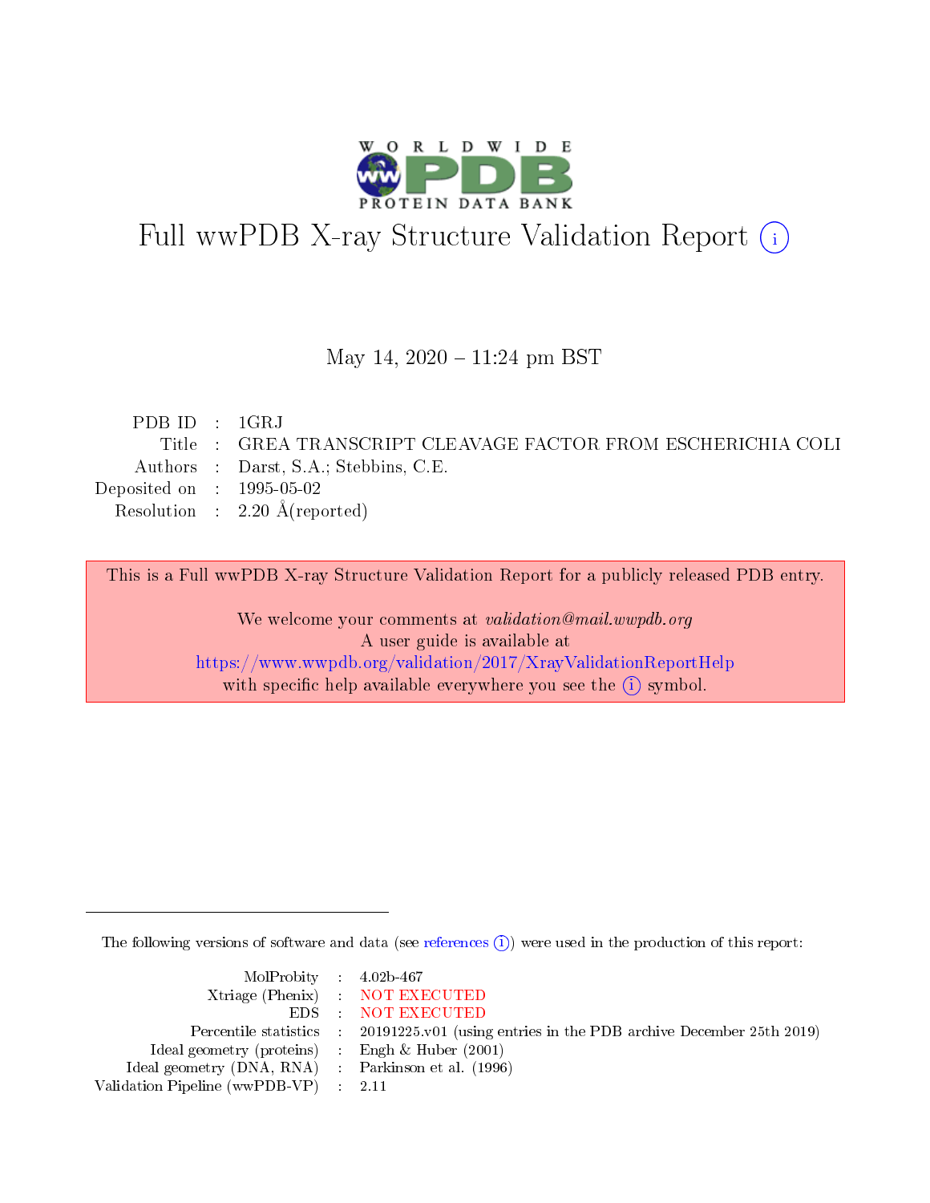# Full wwPDB X-ray Structure Validation Report (i)

May 14, 2020 – 11:24 pm BST

| | | |
|---|---|---|
| PDB ID | : | 1GRJ |
| Title | : | GREA TRANSCRIPT CLEAVAGE FACTOR FROM ESCHERICHIA COLI |
| Authors | : | Darst, S.A.; Stebbins, C.E. |
| Deposited on | : | 1995-05-02 |
| Resolution | : | 2.20 Å(reported) |

This is a Full wwPDB X-ray Structure Validation Report for a publicly released PDB entry.

We welcome your comments at *validation@mail.wwpdb.org*
A user guide is available at
https://www.wwpdb.org/validation/2017/XrayValidationReportHelp
with specific help available everywhere you see the (i) symbol.

The following versions of software and data (see references (i)) were used in the production of this report:

| | | |
|---|---|---|
| MolProbity | : | 4.02b-467 |
| Xtriage (Phenix) | : | NOT EXECUTED |
| EDS | : | NOT EXECUTED |
| Percentile statistics | : | 20191225.v01 (using entries in the PDB archive December 25th 2019) |
| Ideal geometry (proteins) | : | Engh & Huber (2001) |
| Ideal geometry (DNA, RNA) | : | Parkinson et al. (1996) |
| Validation Pipeline (wwPDB-VP) | : | 2.11 |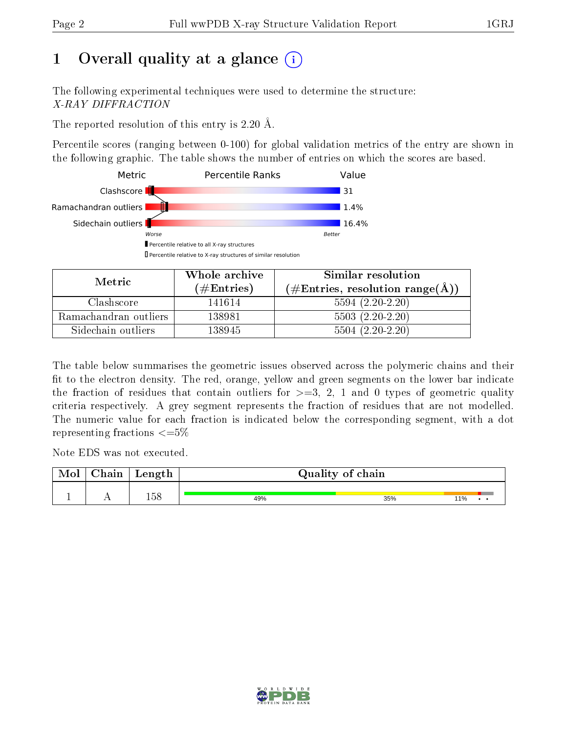# 1 Overall quality at a glance

The following experimental techniques were used to determine the structure:
*X-RAY DIFFRACTION*

The reported resolution of this entry is 2.20 Å.

Percentile scores (ranging between 0-100) for global validation metrics of the entry are shown in the following graphic. The table shows the number of entries on which the scores are based.

| Metric | Value |
|---|---|
| Clashscore | 31 |
| Ramachandran outliers | 1.4% |
| Sidechain outliers | 16.4% |

Worse — Better

Percentile relative to all X-ray structures
Percentile relative to X-ray structures of similar resolution

| Metric | Whole archive (#Entries) | Similar resolution (#Entries, resolution range(Å)) |
|---|---|---|
| Clashscore | 141614 | 5594 (2.20-2.20) |
| Ramachandran outliers | 138981 | 5503 (2.20-2.20) |
| Sidechain outliers | 138945 | 5504 (2.20-2.20) |

The table below summarises the geometric issues observed across the polymeric chains and their fit to the electron density. The red, orange, yellow and green segments on the lower bar indicate the fraction of residues that contain outliers for >=3, 2, 1 and 0 types of geometric quality criteria respectively. A grey segment represents the fraction of residues that are not modelled. The numeric value for each fraction is indicated below the corresponding segment, with a dot representing fractions <=5%

Note EDS was not executed.

| Mol | Chain | Length | Quality of chain |
|---|---|---|---|
| 1 | A | 158 | 49% / 35% / 11% / • / • |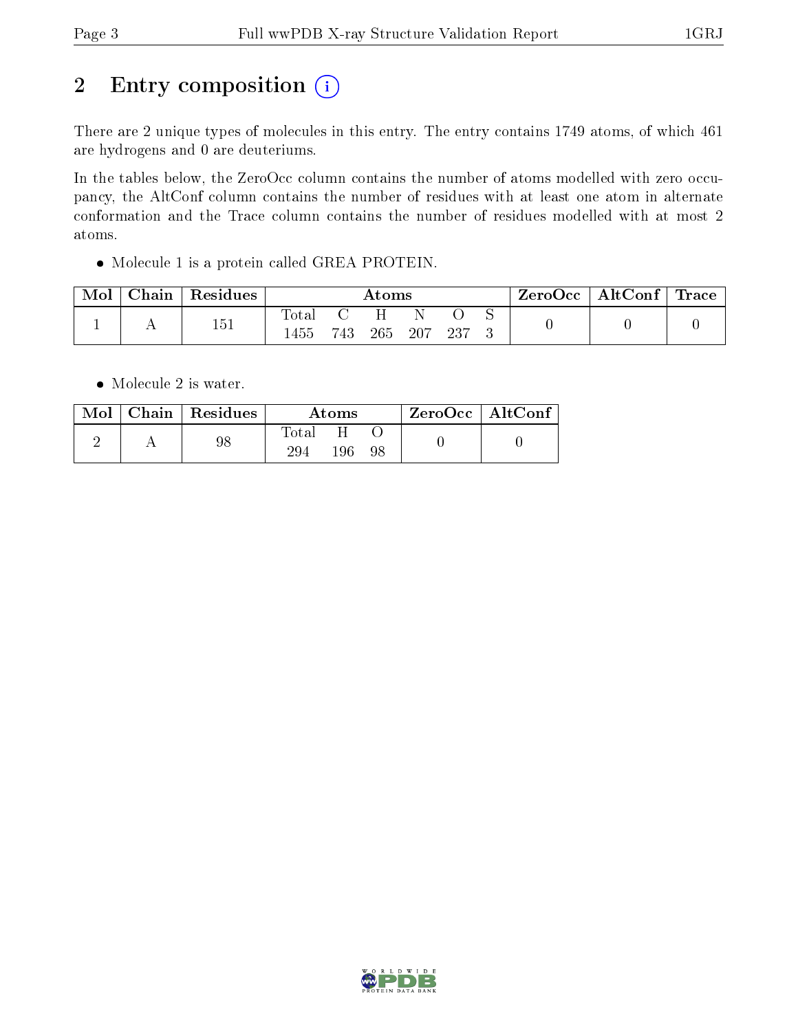# 2 Entry composition (i)

There are 2 unique types of molecules in this entry. The entry contains 1749 atoms, of which 461 are hydrogens and 0 are deuteriums.

In the tables below, the ZeroOcc column contains the number of atoms modelled with zero occupancy, the AltConf column contains the number of residues with at least one atom in alternate conformation and the Trace column contains the number of residues modelled with at most 2 atoms.

- Molecule 1 is a protein called GREA PROTEIN.

| Mol | Chain | Residues | Atoms | | | | | | ZeroOcc | AltConf | Trace |
|---|---|---|---|---|---|---|---|---|---|---|---|
| 1 | A | 151 | Total | C | H | N | O | S | 0 | 0 | 0 |
| | | | 1455 | 743 | 265 | 207 | 237 | 3 | | | |

- Molecule 2 is water.

| Mol | Chain | Residues | Atoms | | | ZeroOcc | AltConf |
|---|---|---|---|---|---|---|---|
| 2 | A | 98 | Total | H | O | 0 | 0 |
| | | | 294 | 196 | 98 | | |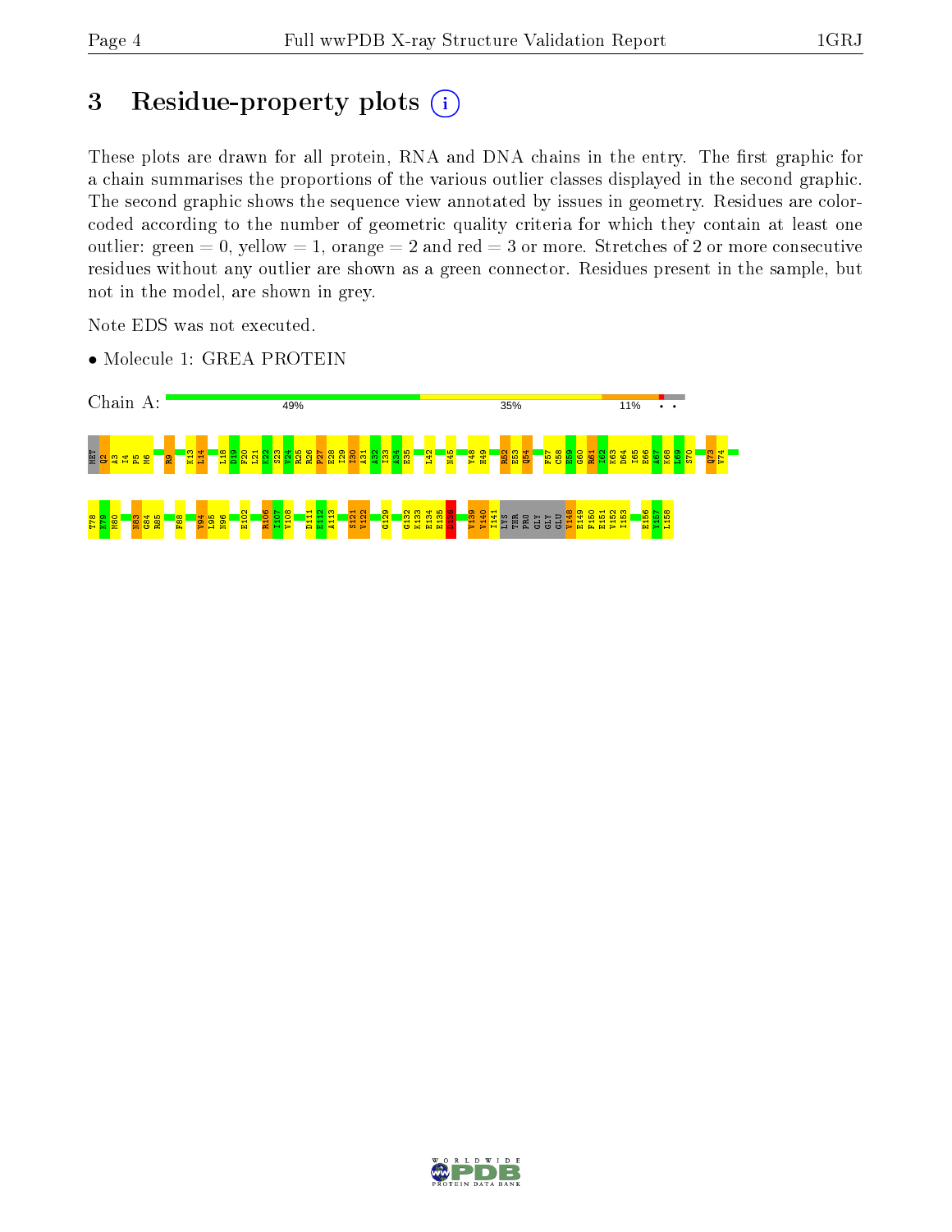# 3 Residue-property plots

These plots are drawn for all protein, RNA and DNA chains in the entry. The first graphic for a chain summarises the proportions of the various outlier classes displayed in the second graphic. The second graphic shows the sequence view annotated by issues in geometry. Residues are color-coded according to the number of geometric quality criteria for which they contain at least one outlier: green = 0, yellow = 1, orange = 2 and red = 3 or more. Stretches of 2 or more consecutive residues without any outlier are shown as a green connector. Residues present in the sample, but not in the model, are shown in grey.

Note EDS was not executed.

- Molecule 1: GREA PROTEIN

Chain A: 49% 35% 11% • •

MET Q2 A3 I4 P5 M6 R9 K13 L14 L18 D19 F20 L21 K22 S23 V24 R25 R26 P27 E28 I29 I30 A31 A32 I33 A34 E35 L42 N45 V48 H49 R52 E53 Q54 F57 C58 E59 G60 R61 I62 K63 D64 I65 E66 A67 K68 L69 S70 Q73 V74 T78 K79 M80 N83 G84 R85 F88 V94 L95 N96 E102 R106 I107 V108 D111 E112 A113 S121 V122 G129 G132 K133 E134 E135 L136 V139 V140 I141 LYS THR PRO GLY GLY GLU V148 E149 F150 E151 V152 I153 E156 Y157 L158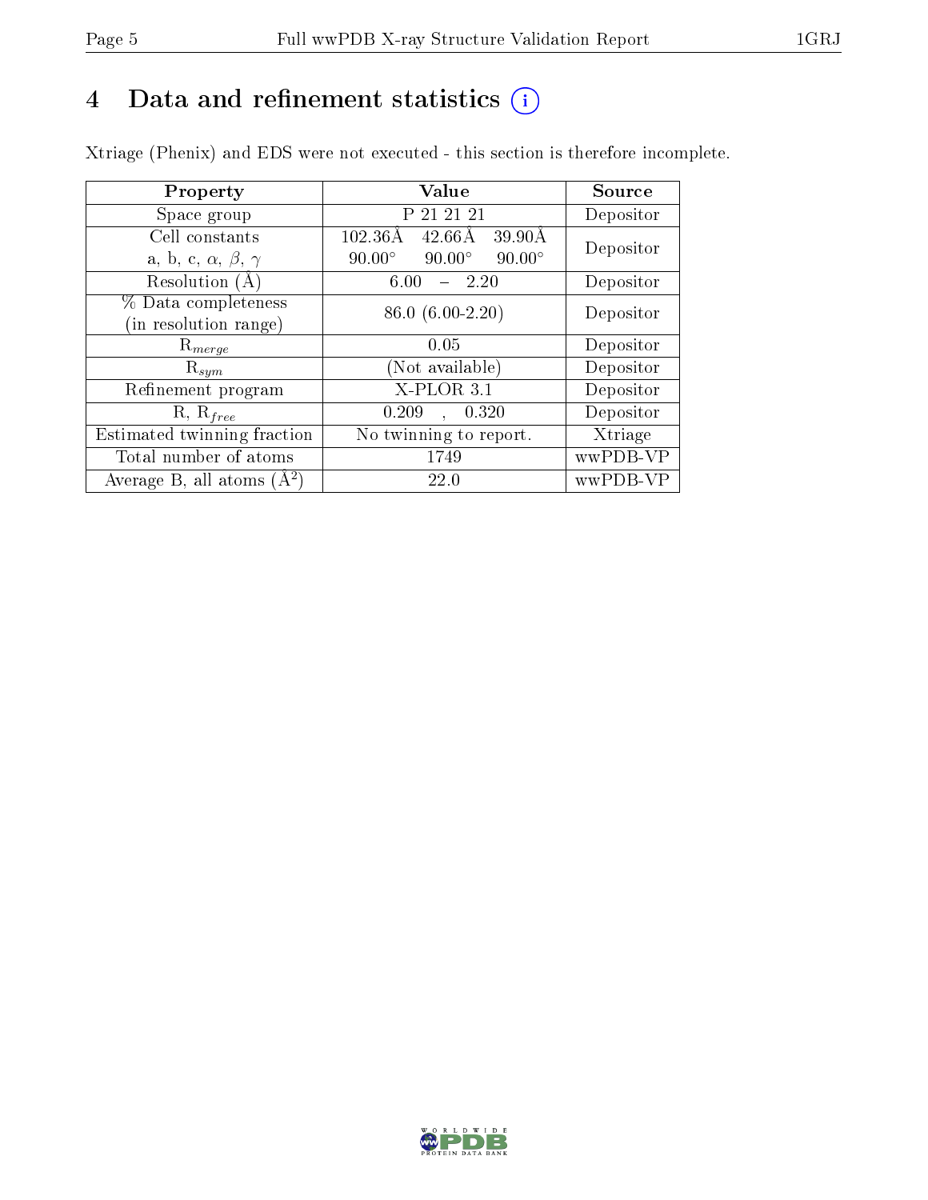# 4 Data and refinement statistics (i)

Xtriage (Phenix) and EDS were not executed - this section is therefore incomplete.

| Property | Value | Source |
|---|---|---|
| Space group | P 21 21 21 | Depositor |
| Cell constants<br>a, b, c, $\alpha$, $\beta$, $\gamma$ | 102.36Å 42.66Å 39.90Å<br>90.00° 90.00° 90.00° | Depositor |
| Resolution (Å) | 6.00 – 2.20 | Depositor |
| % Data completeness<br>(in resolution range) | 86.0 (6.00-2.20) | Depositor |
| $R_{merge}$ | 0.05 | Depositor |
| $R_{sym}$ | (Not available) | Depositor |
| Refinement program | X-PLOR 3.1 | Depositor |
| R, $R_{free}$ | 0.209 , 0.320 | Depositor |
| Estimated twinning fraction | No twinning to report. | Xtriage |
| Total number of atoms | 1749 | wwPDB-VP |
| Average B, all atoms (Å$^2$) | 22.0 | wwPDB-VP |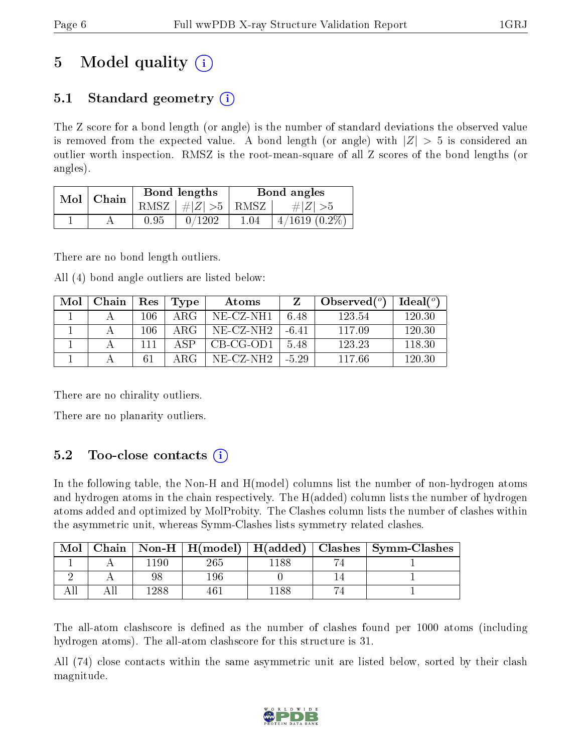# 5 Model quality (i)

## 5.1 Standard geometry (i)

The Z score for a bond length (or angle) is the number of standard deviations the observed value is removed from the expected value. A bond length (or angle) with $|Z| > 5$ is considered an outlier worth inspection. RMSZ is the root-mean-square of all Z scores of the bond lengths (or angles).

| Mol | Chain | Bond lengths | | Bond angles | |
|---|---|---|---|---|---|
| | | RMSZ | #\|Z\| >5 | RMSZ | #\|Z\| >5 |
| 1 | A | 0.95 | 0/1202 | 1.04 | 4/1619 (0.2%) |

There are no bond length outliers.

All (4) bond angle outliers are listed below:

| Mol | Chain | Res | Type | Atoms | Z | Observed(°) | Ideal(°) |
|---|---|---|---|---|---|---|---|
| 1 | A | 106 | ARG | NE-CZ-NH1 | 6.48 | 123.54 | 120.30 |
| 1 | A | 106 | ARG | NE-CZ-NH2 | -6.41 | 117.09 | 120.30 |
| 1 | A | 111 | ASP | CB-CG-OD1 | 5.48 | 123.23 | 118.30 |
| 1 | A | 61 | ARG | NE-CZ-NH2 | -5.29 | 117.66 | 120.30 |

There are no chirality outliers.

There are no planarity outliers.

## 5.2 Too-close contacts (i)

In the following table, the Non-H and H(model) columns list the number of non-hydrogen atoms and hydrogen atoms in the chain respectively. The H(added) column lists the number of hydrogen atoms added and optimized by MolProbity. The Clashes column lists the number of clashes within the asymmetric unit, whereas Symm-Clashes lists symmetry related clashes.

| Mol | Chain | Non-H | H(model) | H(added) | Clashes | Symm-Clashes |
|---|---|---|---|---|---|---|
| 1 | A | 1190 | 265 | 1188 | 74 | 1 |
| 2 | A | 98 | 196 | 0 | 14 | 1 |
| All | All | 1288 | 461 | 1188 | 74 | 1 |

The all-atom clashscore is defined as the number of clashes found per 1000 atoms (including hydrogen atoms). The all-atom clashscore for this structure is 31.

All (74) close contacts within the same asymmetric unit are listed below, sorted by their clash magnitude.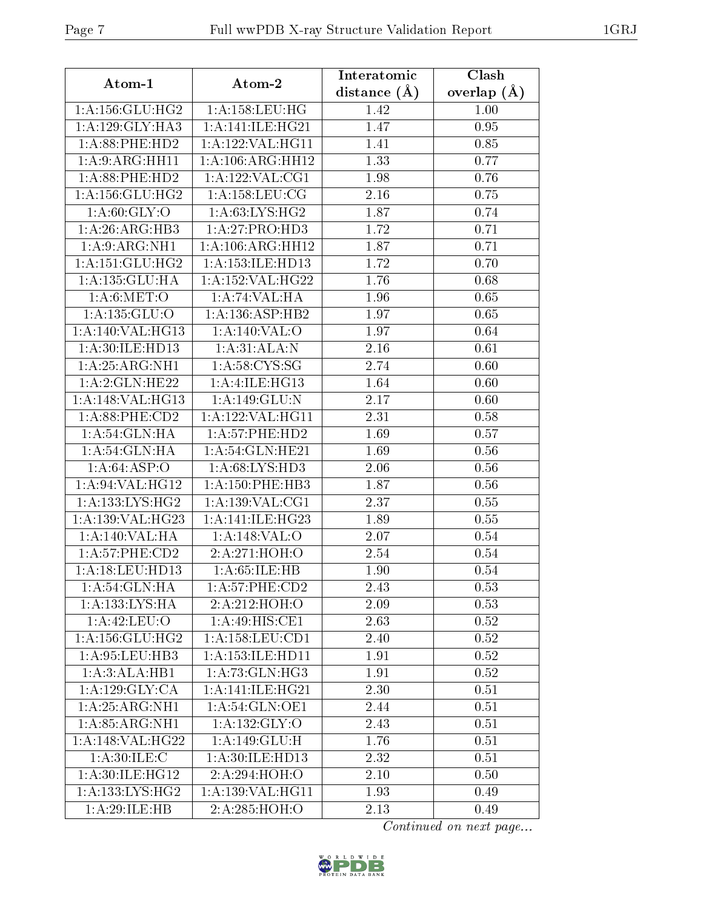| Atom-1 | Atom-2 | Interatomic distance (Å) | Clash overlap (Å) |
|---|---|---|---|
| 1:A:156:GLU:HG2 | 1:A:158:LEU:HG | 1.42 | 1.00 |
| 1:A:129:GLY:HA3 | 1:A:141:ILE:HG21 | 1.47 | 0.95 |
| 1:A:88:PHE:HD2 | 1:A:122:VAL:HG11 | 1.41 | 0.85 |
| 1:A:9:ARG:HH11 | 1:A:106:ARG:HH12 | 1.33 | 0.77 |
| 1:A:88:PHE:HD2 | 1:A:122:VAL:CG1 | 1.98 | 0.76 |
| 1:A:156:GLU:HG2 | 1:A:158:LEU:CG | 2.16 | 0.75 |
| 1:A:60:GLY:O | 1:A:63:LYS:HG2 | 1.87 | 0.74 |
| 1:A:26:ARG:HB3 | 1:A:27:PRO:HD3 | 1.72 | 0.71 |
| 1:A:9:ARG:NH1 | 1:A:106:ARG:HH12 | 1.87 | 0.71 |
| 1:A:151:GLU:HG2 | 1:A:153:ILE:HD13 | 1.72 | 0.70 |
| 1:A:135:GLU:HA | 1:A:152:VAL:HG22 | 1.76 | 0.68 |
| 1:A:6:MET:O | 1:A:74:VAL:HA | 1.96 | 0.65 |
| 1:A:135:GLU:O | 1:A:136:ASP:HB2 | 1.97 | 0.65 |
| 1:A:140:VAL:HG13 | 1:A:140:VAL:O | 1.97 | 0.64 |
| 1:A:30:ILE:HD13 | 1:A:31:ALA:N | 2.16 | 0.61 |
| 1:A:25:ARG:NH1 | 1:A:58:CYS:SG | 2.74 | 0.60 |
| 1:A:2:GLN:HE22 | 1:A:4:ILE:HG13 | 1.64 | 0.60 |
| 1:A:148:VAL:HG13 | 1:A:149:GLU:N | 2.17 | 0.60 |
| 1:A:88:PHE:CD2 | 1:A:122:VAL:HG11 | 2.31 | 0.58 |
| 1:A:54:GLN:HA | 1:A:57:PHE:HD2 | 1.69 | 0.57 |
| 1:A:54:GLN:HA | 1:A:54:GLN:HE21 | 1.69 | 0.56 |
| 1:A:64:ASP:O | 1:A:68:LYS:HD3 | 2.06 | 0.56 |
| 1:A:94:VAL:HG12 | 1:A:150:PHE:HB3 | 1.87 | 0.56 |
| 1:A:133:LYS:HG2 | 1:A:139:VAL:CG1 | 2.37 | 0.55 |
| 1:A:139:VAL:HG23 | 1:A:141:ILE:HG23 | 1.89 | 0.55 |
| 1:A:140:VAL:HA | 1:A:148:VAL:O | 2.07 | 0.54 |
| 1:A:57:PHE:CD2 | 2:A:271:HOH:O | 2.54 | 0.54 |
| 1:A:18:LEU:HD13 | 1:A:65:ILE:HB | 1.90 | 0.54 |
| 1:A:54:GLN:HA | 1:A:57:PHE:CD2 | 2.43 | 0.53 |
| 1:A:133:LYS:HA | 2:A:212:HOH:O | 2.09 | 0.53 |
| 1:A:42:LEU:O | 1:A:49:HIS:CE1 | 2.63 | 0.52 |
| 1:A:156:GLU:HG2 | 1:A:158:LEU:CD1 | 2.40 | 0.52 |
| 1:A:95:LEU:HB3 | 1:A:153:ILE:HD11 | 1.91 | 0.52 |
| 1:A:3:ALA:HB1 | 1:A:73:GLN:HG3 | 1.91 | 0.52 |
| 1:A:129:GLY:CA | 1:A:141:ILE:HG21 | 2.30 | 0.51 |
| 1:A:25:ARG:NH1 | 1:A:54:GLN:OE1 | 2.44 | 0.51 |
| 1:A:85:ARG:NH1 | 1:A:132:GLY:O | 2.43 | 0.51 |
| 1:A:148:VAL:HG22 | 1:A:149:GLU:H | 1.76 | 0.51 |
| 1:A:30:ILE:C | 1:A:30:ILE:HD13 | 2.32 | 0.51 |
| 1:A:30:ILE:HG12 | 2:A:294:HOH:O | 2.10 | 0.50 |
| 1:A:133:LYS:HG2 | 1:A:139:VAL:HG11 | 1.93 | 0.49 |
| 1:A:29:ILE:HB | 2:A:285:HOH:O | 2.13 | 0.49 |

*Continued on next page...*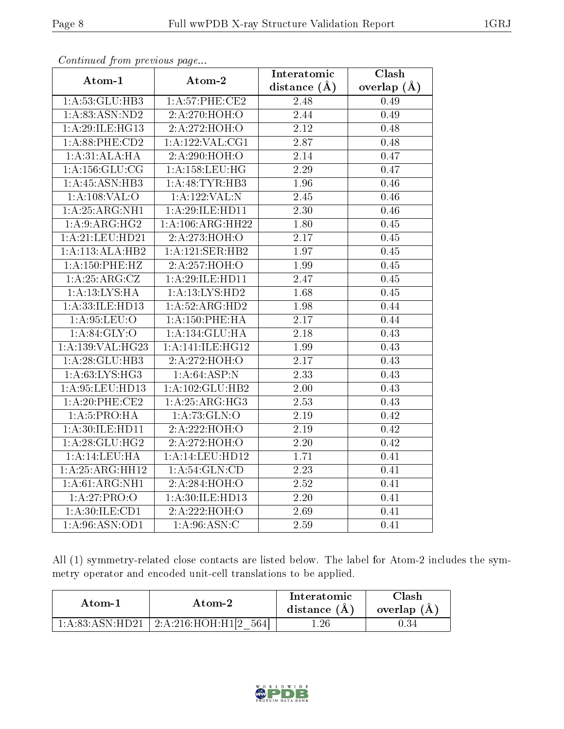*Continued from previous page...*

| Atom-1 | Atom-2 | Interatomic distance (Å) | Clash overlap (Å) |
|---|---|---|---|
| 1:A:53:GLU:HB3 | 1:A:57:PHE:CE2 | 2.48 | 0.49 |
| 1:A:83:ASN:ND2 | 2:A:270:HOH:O | 2.44 | 0.49 |
| 1:A:29:ILE:HG13 | 2:A:272:HOH:O | 2.12 | 0.48 |
| 1:A:88:PHE:CD2 | 1:A:122:VAL:CG1 | 2.87 | 0.48 |
| 1:A:31:ALA:HA | 2:A:290:HOH:O | 2.14 | 0.47 |
| 1:A:156:GLU:CG | 1:A:158:LEU:HG | 2.29 | 0.47 |
| 1:A:45:ASN:HB3 | 1:A:48:TYR:HB3 | 1.96 | 0.46 |
| 1:A:108:VAL:O | 1:A:122:VAL:N | 2.45 | 0.46 |
| 1:A:25:ARG:NH1 | 1:A:29:ILE:HD11 | 2.30 | 0.46 |
| 1:A:9:ARG:HG2 | 1:A:106:ARG:HH22 | 1.80 | 0.45 |
| 1:A:21:LEU:HD21 | 2:A:273:HOH:O | 2.17 | 0.45 |
| 1:A:113:ALA:HB2 | 1:A:121:SER:HB2 | 1.97 | 0.45 |
| 1:A:150:PHE:HZ | 2:A:257:HOH:O | 1.99 | 0.45 |
| 1:A:25:ARG:CZ | 1:A:29:ILE:HD11 | 2.47 | 0.45 |
| 1:A:13:LYS:HA | 1:A:13:LYS:HD2 | 1.68 | 0.45 |
| 1:A:33:ILE:HD13 | 1:A:52:ARG:HD2 | 1.98 | 0.44 |
| 1:A:95:LEU:O | 1:A:150:PHE:HA | 2.17 | 0.44 |
| 1:A:84:GLY:O | 1:A:134:GLU:HA | 2.18 | 0.43 |
| 1:A:139:VAL:HG23 | 1:A:141:ILE:HG12 | 1.99 | 0.43 |
| 1:A:28:GLU:HB3 | 2:A:272:HOH:O | 2.17 | 0.43 |
| 1:A:63:LYS:HG3 | 1:A:64:ASP:N | 2.33 | 0.43 |
| 1:A:95:LEU:HD13 | 1:A:102:GLU:HB2 | 2.00 | 0.43 |
| 1:A:20:PHE:CE2 | 1:A:25:ARG:HG3 | 2.53 | 0.43 |
| 1:A:5:PRO:HA | 1:A:73:GLN:O | 2.19 | 0.42 |
| 1:A:30:ILE:HD11 | 2:A:222:HOH:O | 2.19 | 0.42 |
| 1:A:28:GLU:HG2 | 2:A:272:HOH:O | 2.20 | 0.42 |
| 1:A:14:LEU:HA | 1:A:14:LEU:HD12 | 1.71 | 0.41 |
| 1:A:25:ARG:HH12 | 1:A:54:GLN:CD | 2.23 | 0.41 |
| 1:A:61:ARG:NH1 | 2:A:284:HOH:O | 2.52 | 0.41 |
| 1:A:27:PRO:O | 1:A:30:ILE:HD13 | 2.20 | 0.41 |
| 1:A:30:ILE:CD1 | 2:A:222:HOH:O | 2.69 | 0.41 |
| 1:A:96:ASN:OD1 | 1:A:96:ASN:C | 2.59 | 0.41 |

All (1) symmetry-related close contacts are listed below. The label for Atom-2 includes the symmetry operator and encoded unit-cell translations to be applied.

| Atom-1 | Atom-2 | Interatomic distance (Å) | Clash overlap (Å) |
|---|---|---|---|
| 1:A:83:ASN:HD21 | 2:A:216:HOH:H1[2_564] | 1.26 | 0.34 |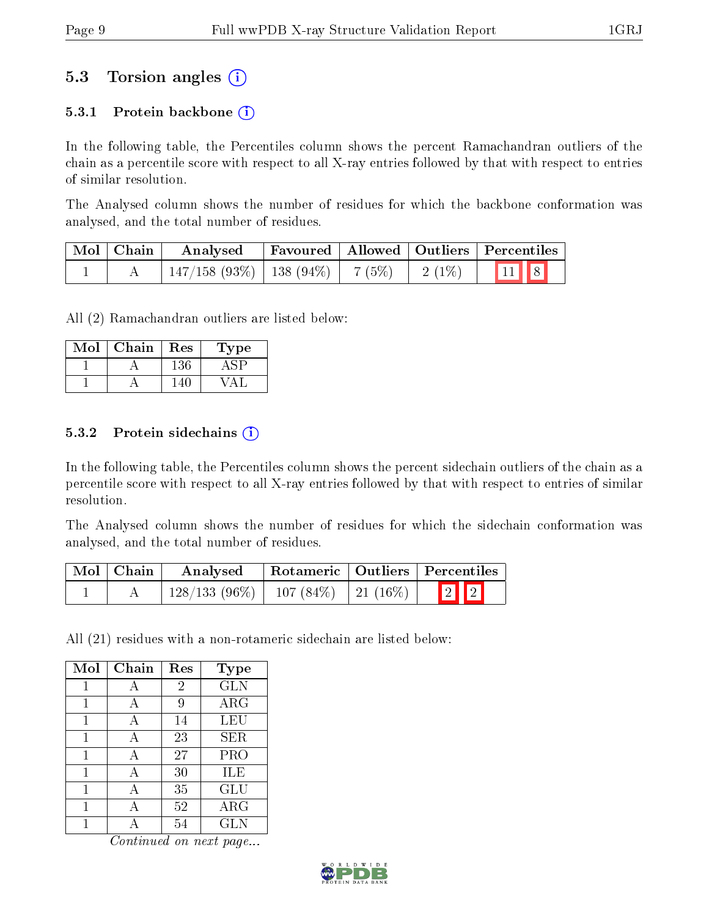## 5.3 Torsion angles

### 5.3.1 Protein backbone

In the following table, the Percentiles column shows the percent Ramachandran outliers of the chain as a percentile score with respect to all X-ray entries followed by that with respect to entries of similar resolution.

The Analysed column shows the number of residues for which the backbone conformation was analysed, and the total number of residues.

| Mol | Chain | Analysed | Favoured | Allowed | Outliers | Percentiles |
|---|---|---|---|---|---|---|
| 1 | A | 147/158 (93%) | 138 (94%) | 7 (5%) | 2 (1%) | 11 8 |

All (2) Ramachandran outliers are listed below:

| Mol | Chain | Res | Type |
|---|---|---|---|
| 1 | A | 136 | ASP |
| 1 | A | 140 | VAL |

### 5.3.2 Protein sidechains

In the following table, the Percentiles column shows the percent sidechain outliers of the chain as a percentile score with respect to all X-ray entries followed by that with respect to entries of similar resolution.

The Analysed column shows the number of residues for which the sidechain conformation was analysed, and the total number of residues.

| Mol | Chain | Analysed | Rotameric | Outliers | Percentiles |
|---|---|---|---|---|---|
| 1 | A | 128/133 (96%) | 107 (84%) | 21 (16%) | 2 2 |

All (21) residues with a non-rotameric sidechain are listed below:

| Mol | Chain | Res | Type |
|---|---|---|---|
| 1 | A | 2 | GLN |
| 1 | A | 9 | ARG |
| 1 | A | 14 | LEU |
| 1 | A | 23 | SER |
| 1 | A | 27 | PRO |
| 1 | A | 30 | ILE |
| 1 | A | 35 | GLU |
| 1 | A | 52 | ARG |
| 1 | A | 54 | GLN |

*Continued on next page...*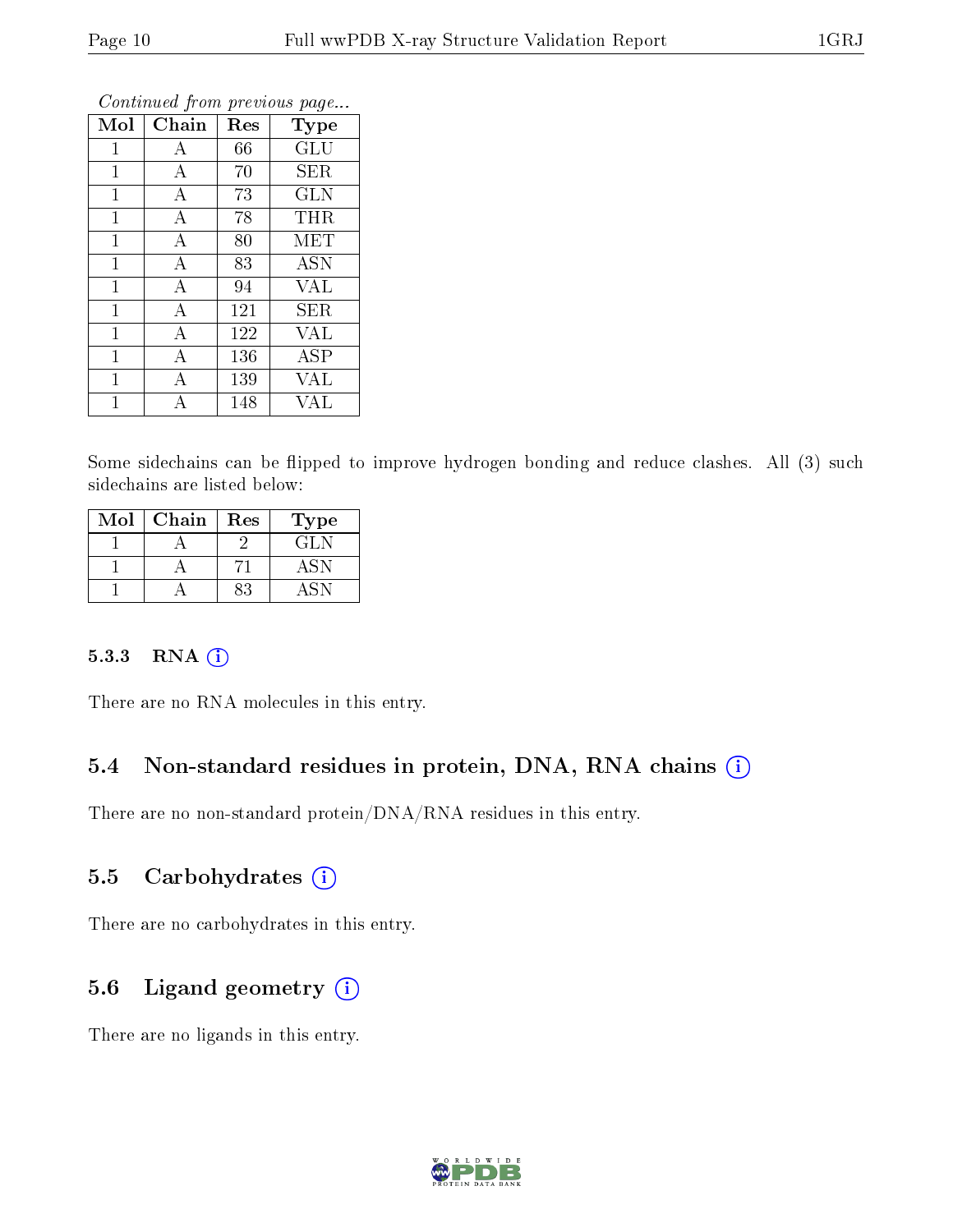*Continued from previous page...*

| Mol | Chain | Res | Type |
|---|---|---|---|
| 1 | A | 66 | GLU |
| 1 | A | 70 | SER |
| 1 | A | 73 | GLN |
| 1 | A | 78 | THR |
| 1 | A | 80 | MET |
| 1 | A | 83 | ASN |
| 1 | A | 94 | VAL |
| 1 | A | 121 | SER |
| 1 | A | 122 | VAL |
| 1 | A | 136 | ASP |
| 1 | A | 139 | VAL |
| 1 | A | 148 | VAL |

Some sidechains can be flipped to improve hydrogen bonding and reduce clashes. All (3) such sidechains are listed below:

| Mol | Chain | Res | Type |
|---|---|---|---|
| 1 | A | 2 | GLN |
| 1 | A | 71 | ASN |
| 1 | A | 83 | ASN |

#### 5.3.3 RNA (i)

There are no RNA molecules in this entry.

### 5.4 Non-standard residues in protein, DNA, RNA chains (i)

There are no non-standard protein/DNA/RNA residues in this entry.

### 5.5 Carbohydrates (i)

There are no carbohydrates in this entry.

### 5.6 Ligand geometry (i)

There are no ligands in this entry.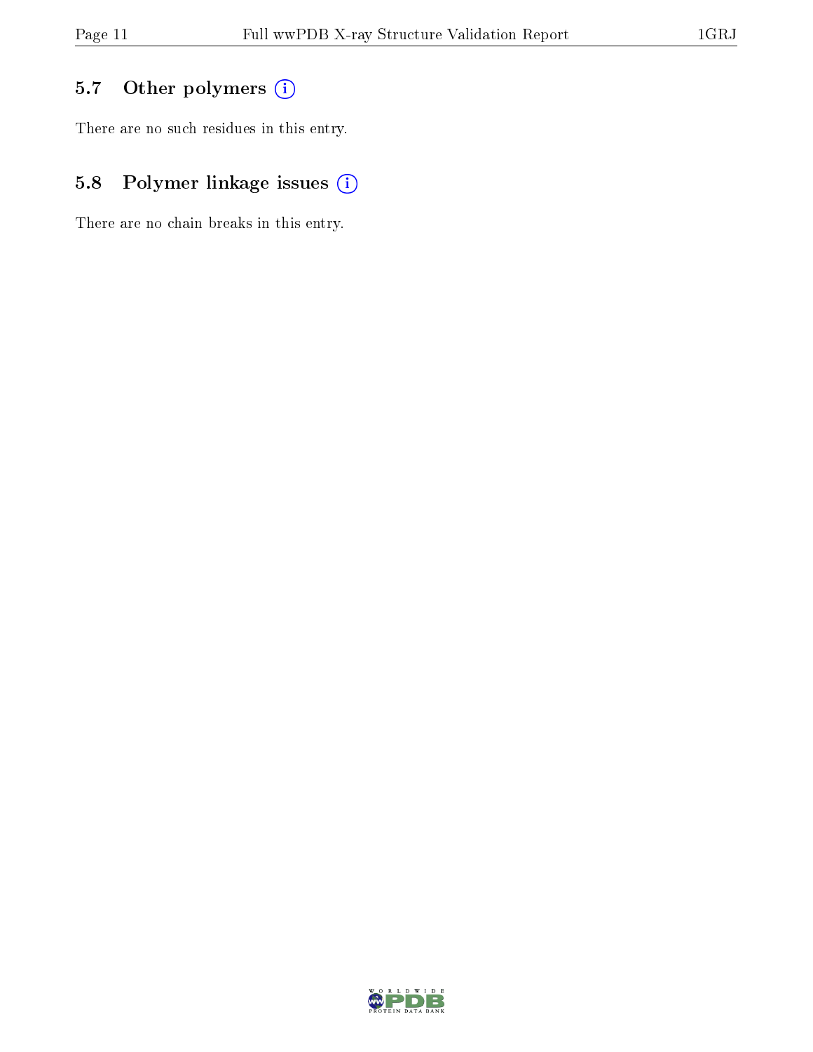## 5.7 Other polymers

There are no such residues in this entry.

## 5.8 Polymer linkage issues

There are no chain breaks in this entry.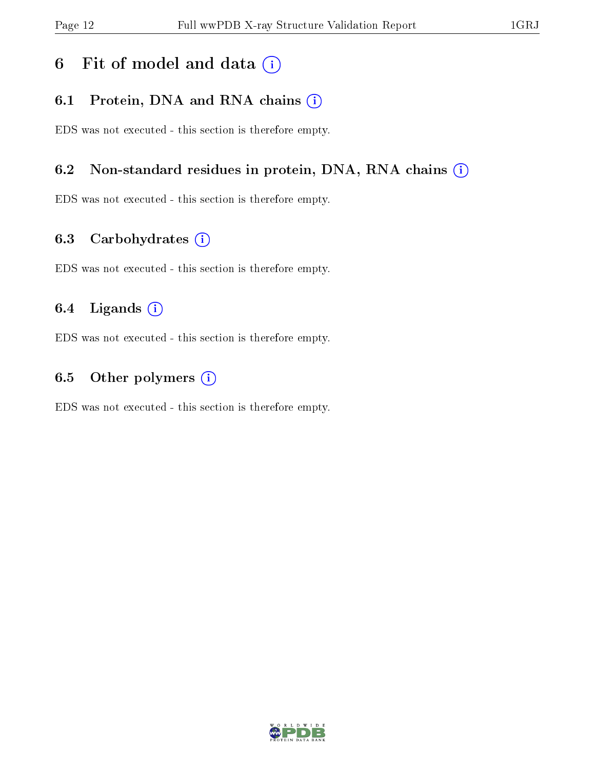# 6 Fit of model and data

## 6.1 Protein, DNA and RNA chains

EDS was not executed - this section is therefore empty.

## 6.2 Non-standard residues in protein, DNA, RNA chains

EDS was not executed - this section is therefore empty.

## 6.3 Carbohydrates

EDS was not executed - this section is therefore empty.

## 6.4 Ligands

EDS was not executed - this section is therefore empty.

## 6.5 Other polymers

EDS was not executed - this section is therefore empty.